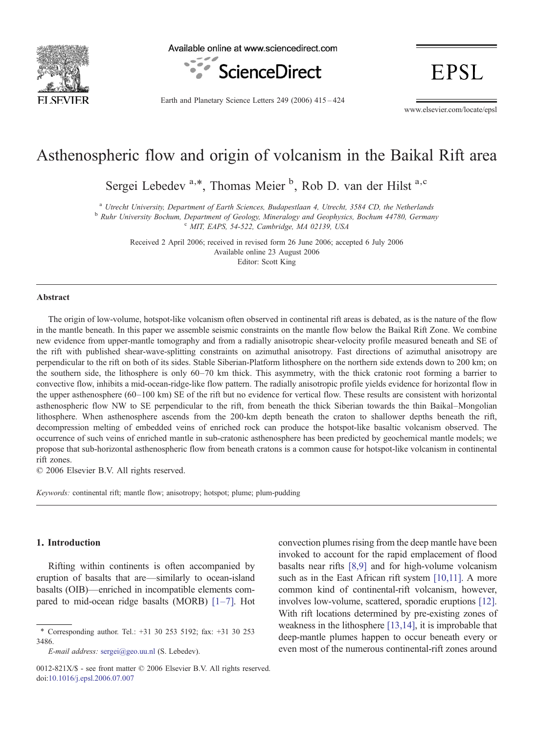# Asthenospheric flow and origin of volcanism in the Baikal Rift area

Sergei Lebedev [a,*], Thomas Meier [b], Rob D. van der Hilst [a,c]

[a] *Utrecht University, Department of Earth Sciences, Budapestlaan 4, Utrecht, 3584 CD, the Netherlands*
[b] *Ruhr University Bochum, Department of Geology, Mineralogy and Geophysics, Bochum 44780, Germany*
[c] *MIT, EAPS, 54-522, Cambridge, MA 02139, USA*

Received 2 April 2006; received in revised form 26 June 2006; accepted 6 July 2006
Available online 23 August 2006
Editor: Scott King

## Abstract

The origin of low-volume, hotspot-like volcanism often observed in continental rift areas is debated, as is the nature of the flow in the mantle beneath. In this paper we assemble seismic constraints on the mantle flow below the Baikal Rift Zone. We combine new evidence from upper-mantle tomography and from a radially anisotropic shear-velocity profile measured beneath and SE of the rift with published shear-wave-splitting constraints on azimuthal anisotropy. Fast directions of azimuthal anisotropy are perpendicular to the rift on both of its sides. Stable Siberian-Platform lithosphere on the northern side extends down to 200 km; on the southern side, the lithosphere is only 60–70 km thick. This asymmetry, with the thick cratonic root forming a barrier to convective flow, inhibits a mid-ocean-ridge-like flow pattern. The radially anisotropic profile yields evidence for horizontal flow in the upper asthenosphere (60–100 km) SE of the rift but no evidence for vertical flow. These results are consistent with horizontal asthenospheric flow NW to SE perpendicular to the rift, from beneath the thick Siberian towards the thin Baikal–Mongolian lithosphere. When asthenosphere ascends from the 200-km depth beneath the craton to shallower depths beneath the rift, decompression melting of embedded veins of enriched rock can produce the hotspot-like basaltic volcanism observed. The occurrence of such veins of enriched mantle in sub-cratonic asthenosphere has been predicted by geochemical mantle models; we propose that sub-horizontal asthenospheric flow from beneath cratons is a common cause for hotspot-like volcanism in continental rift zones.

© 2006 Elsevier B.V. All rights reserved.

*Keywords:* continental rift; mantle flow; anisotropy; hotspot; plume; plum-pudding

## 1. Introduction

Rifting within continents is often accompanied by eruption of basalts that are—similarly to ocean-island basalts (OIB)—enriched in incompatible elements compared to mid-ocean ridge basalts (MORB) [1–7]. Hot convection plumes rising from the deep mantle have been invoked to account for the rapid emplacement of flood basalts near rifts [8,9] and for high-volume volcanism such as in the East African rift system [10,11]. A more common kind of continental-rift volcanism, however, involves low-volume, scattered, sporadic eruptions [12]. With rift locations determined by pre-existing zones of weakness in the lithosphere [13,14], it is improbable that deep-mantle plumes happen to occur beneath every or even most of the numerous continental-rift zones around

\* Corresponding author. Tel.: +31 30 253 5192; fax: +31 30 253 3486.
*E-mail address:* sergei@geo.uu.nl (S. Lebedev).

0012-821X/$ - see front matter © 2006 Elsevier B.V. All rights reserved.
doi:10.1016/j.epsl.2006.07.007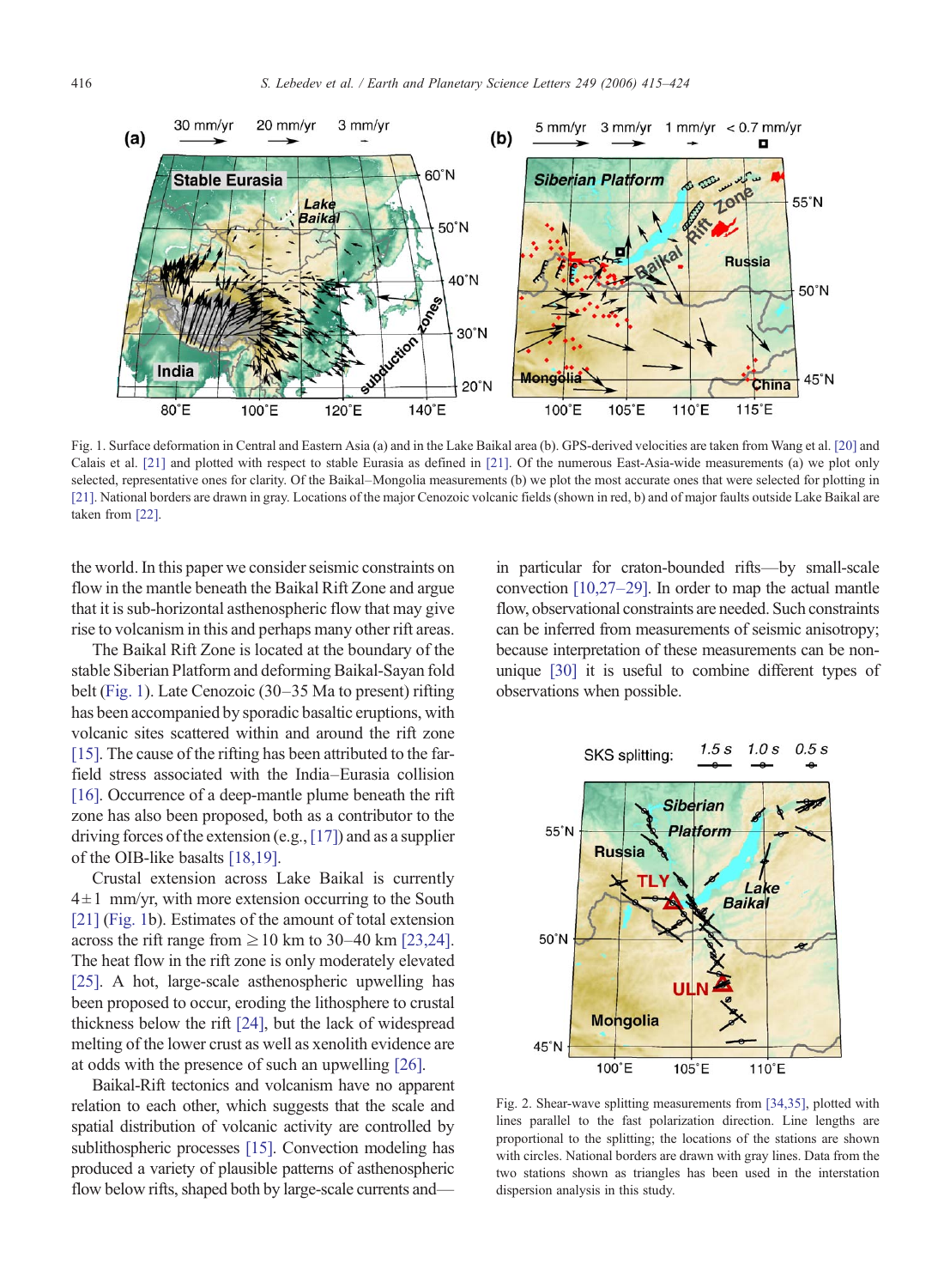Fig. 1. Surface deformation in Central and Eastern Asia (a) and in the Lake Baikal area (b). GPS-derived velocities are taken from Wang et al. [20] and Calais et al. [21] and plotted with respect to stable Eurasia as defined in [21]. Of the numerous East-Asia-wide measurements (a) we plot only selected, representative ones for clarity. Of the Baikal–Mongolia measurements (b) we plot the most accurate ones that were selected for plotting in [21]. National borders are drawn in gray. Locations of the major Cenozoic volcanic fields (shown in red, b) and of major faults outside Lake Baikal are taken from [22].

the world. In this paper we consider seismic constraints on flow in the mantle beneath the Baikal Rift Zone and argue that it is sub-horizontal asthenospheric flow that may give rise to volcanism in this and perhaps many other rift areas.

The Baikal Rift Zone is located at the boundary of the stable Siberian Platform and deforming Baikal-Sayan fold belt (Fig. 1). Late Cenozoic (30–35 Ma to present) rifting has been accompanied by sporadic basaltic eruptions, with volcanic sites scattered within and around the rift zone [15]. The cause of the rifting has been attributed to the far-field stress associated with the India–Eurasia collision [16]. Occurrence of a deep-mantle plume beneath the rift zone has also been proposed, both as a contributor to the driving forces of the extension (e.g., [17]) and as a supplier of the OIB-like basalts [18,19].

Crustal extension across Lake Baikal is currently $4 \pm 1$ mm/yr, with more extension occurring to the South [21] (Fig. 1b). Estimates of the amount of total extension across the rift range from ≥10 km to 30–40 km [23,24]. The heat flow in the rift zone is only moderately elevated [25]. A hot, large-scale asthenospheric upwelling has been proposed to occur, eroding the lithosphere to crustal thickness below the rift [24], but the lack of widespread melting of the lower crust as well as xenolith evidence are at odds with the presence of such an upwelling [26].

Baikal-Rift tectonics and volcanism have no apparent relation to each other, which suggests that the scale and spatial distribution of volcanic activity are controlled by sublithospheric processes [15]. Convection modeling has produced a variety of plausible patterns of asthenospheric flow below rifts, shaped both by large-scale currents and—in particular for craton-bounded rifts—by small-scale convection [10,27–29]. In order to map the actual mantle flow, observational constraints are needed. Such constraints can be inferred from measurements of seismic anisotropy; because interpretation of these measurements can be non-unique [30] it is useful to combine different types of observations when possible.

Fig. 2. Shear-wave splitting measurements from [34,35], plotted with lines parallel to the fast polarization direction. Line lengths are proportional to the splitting; the locations of the stations are shown with circles. National borders are drawn with gray lines. Data from the two stations shown as triangles has been used in the interstation dispersion analysis in this study.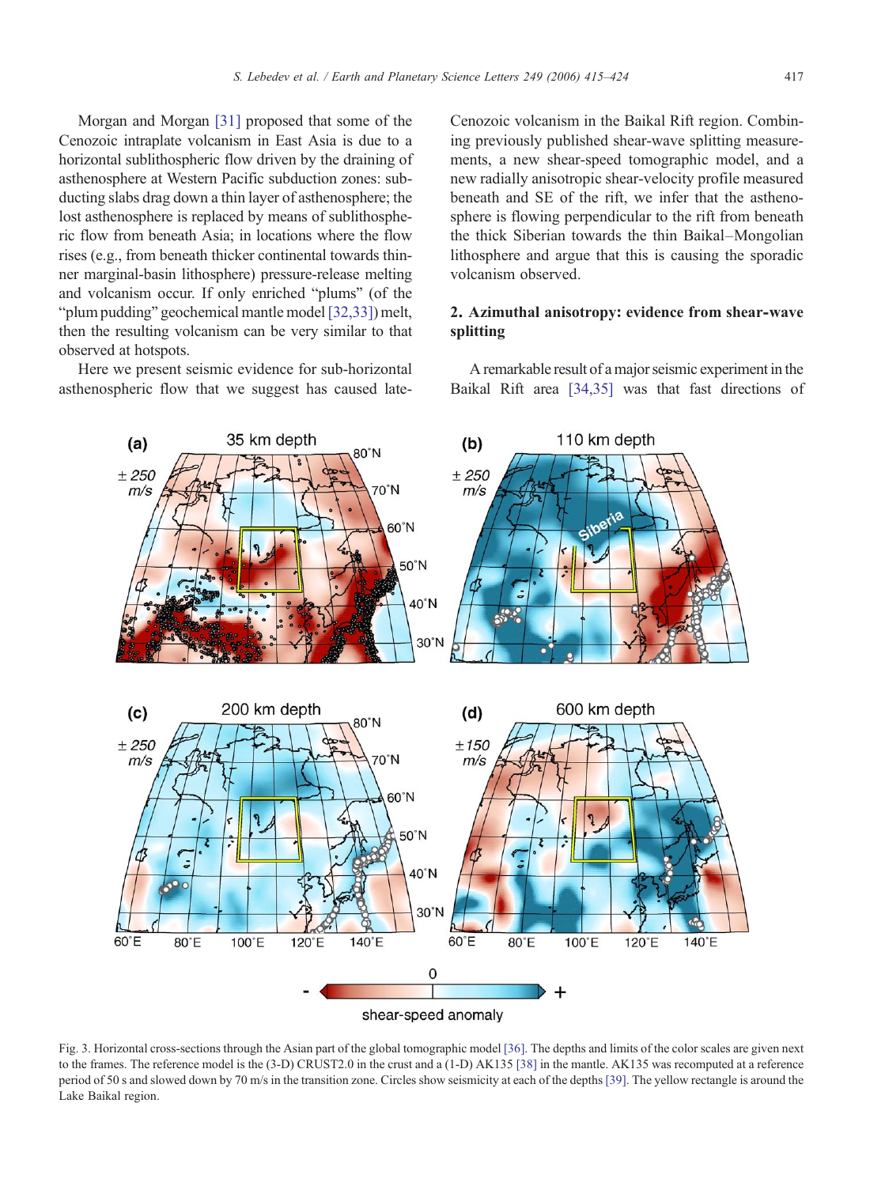Morgan and Morgan [31] proposed that some of the Cenozoic intraplate volcanism in East Asia is due to a horizontal sublithospheric flow driven by the draining of asthenosphere at Western Pacific subduction zones: subducting slabs drag down a thin layer of asthenosphere; the lost asthenosphere is replaced by means of sublithospheric flow from beneath Asia; in locations where the flow rises (e.g., from beneath thicker continental towards thinner marginal-basin lithosphere) pressure-release melting and volcanism occur. If only enriched "plums" (of the "plum pudding" geochemical mantle model [32,33]) melt, then the resulting volcanism can be very similar to that observed at hotspots.

Here we present seismic evidence for sub-horizontal asthenospheric flow that we suggest has caused late-Cenozoic volcanism in the Baikal Rift region. Combining previously published shear-wave splitting measurements, a new shear-speed tomographic model, and a new radially anisotropic shear-velocity profile measured beneath and SE of the rift, we infer that the asthenosphere is flowing perpendicular to the rift from beneath the thick Siberian towards the thin Baikal–Mongolian lithosphere and argue that this is causing the sporadic volcanism observed.

## 2. Azimuthal anisotropy: evidence from shear-wave splitting

A remarkable result of a major seismic experiment in the Baikal Rift area [34,35] was that fast directions of

Fig. 3. Horizontal cross-sections through the Asian part of the global tomographic model [36]. The depths and limits of the color scales are given next to the frames. The reference model is the (3-D) CRUST2.0 in the crust and a (1-D) AK135 [38] in the mantle. AK135 was recomputed at a reference period of 50 s and slowed down by 70 m/s in the transition zone. Circles show seismicity at each of the depths [39]. The yellow rectangle is around the Lake Baikal region.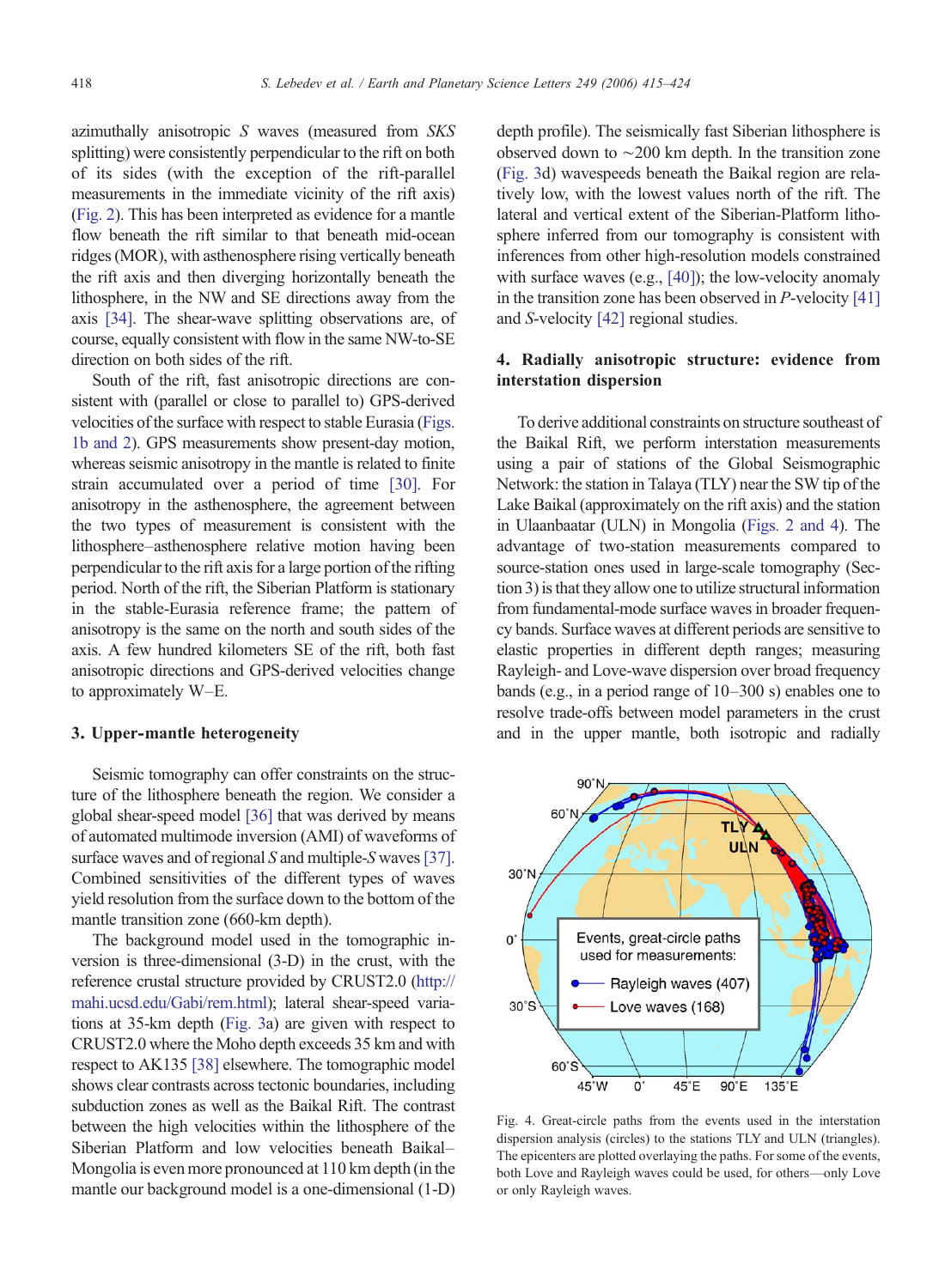azimuthally anisotropic *S* waves (measured from *SKS* splitting) were consistently perpendicular to the rift on both of its sides (with the exception of the rift-parallel measurements in the immediate vicinity of the rift axis) (Fig. 2). This has been interpreted as evidence for a mantle flow beneath the rift similar to that beneath mid-ocean ridges (MOR), with asthenosphere rising vertically beneath the rift axis and then diverging horizontally beneath the lithosphere, in the NW and SE directions away from the axis [34]. The shear-wave splitting observations are, of course, equally consistent with flow in the same NW-to-SE direction on both sides of the rift.

South of the rift, fast anisotropic directions are consistent with (parallel or close to parallel to) GPS-derived velocities of the surface with respect to stable Eurasia (Figs. 1b and 2). GPS measurements show present-day motion, whereas seismic anisotropy in the mantle is related to finite strain accumulated over a period of time [30]. For anisotropy in the asthenosphere, the agreement between the two types of measurement is consistent with the lithosphere–asthenosphere relative motion having been perpendicular to the rift axis for a large portion of the rifting period. North of the rift, the Siberian Platform is stationary in the stable-Eurasia reference frame; the pattern of anisotropy is the same on the north and south sides of the axis. A few hundred kilometers SE of the rift, both fast anisotropic directions and GPS-derived velocities change to approximately W–E.

## 3. Upper-mantle heterogeneity

Seismic tomography can offer constraints on the structure of the lithosphere beneath the region. We consider a global shear-speed model [36] that was derived by means of automated multimode inversion (AMI) of waveforms of surface waves and of regional *S* and multiple-*S* waves [37]. Combined sensitivities of the different types of waves yield resolution from the surface down to the bottom of the mantle transition zone (660-km depth).

The background model used in the tomographic inversion is three-dimensional (3-D) in the crust, with the reference crustal structure provided by CRUST2.0 (http://mahi.ucsd.edu/Gabi/rem.html); lateral shear-speed variations at 35-km depth (Fig. 3a) are given with respect to CRUST2.0 where the Moho depth exceeds 35 km and with respect to AK135 [38] elsewhere. The tomographic model shows clear contrasts across tectonic boundaries, including subduction zones as well as the Baikal Rift. The contrast between the high velocities within the lithosphere of the Siberian Platform and low velocities beneath Baikal–Mongolia is even more pronounced at 110 km depth (in the mantle our background model is a one-dimensional (1-D) depth profile). The seismically fast Siberian lithosphere is observed down to ~200 km depth. In the transition zone (Fig. 3d) wavespeeds beneath the Baikal region are relatively low, with the lowest values north of the rift. The lateral and vertical extent of the Siberian-Platform lithosphere inferred from our tomography is consistent with inferences from other high-resolution models constrained with surface waves (e.g., [40]); the low-velocity anomaly in the transition zone has been observed in *P*-velocity [41] and *S*-velocity [42] regional studies.

## 4. Radially anisotropic structure: evidence from interstation dispersion

To derive additional constraints on structure southeast of the Baikal Rift, we perform interstation measurements using a pair of stations of the Global Seismographic Network: the station in Talaya (TLY) near the SW tip of the Lake Baikal (approximately on the rift axis) and the station in Ulaanbaatar (ULN) in Mongolia (Figs. 2 and 4). The advantage of two-station measurements compared to source-station ones used in large-scale tomography (Section 3) is that they allow one to utilize structural information from fundamental-mode surface waves in broader frequency bands. Surface waves at different periods are sensitive to elastic properties in different depth ranges; measuring Rayleigh- and Love-wave dispersion over broad frequency bands (e.g., in a period range of 10–300 s) enables one to resolve trade-offs between model parameters in the crust and in the upper mantle, both isotropic and radially

Fig. 4. Great-circle paths from the events used in the interstation dispersion analysis (circles) to the stations TLY and ULN (triangles). The epicenters are plotted overlaying the paths. For some of the events, both Love and Rayleigh waves could be used, for others—only Love or only Rayleigh waves.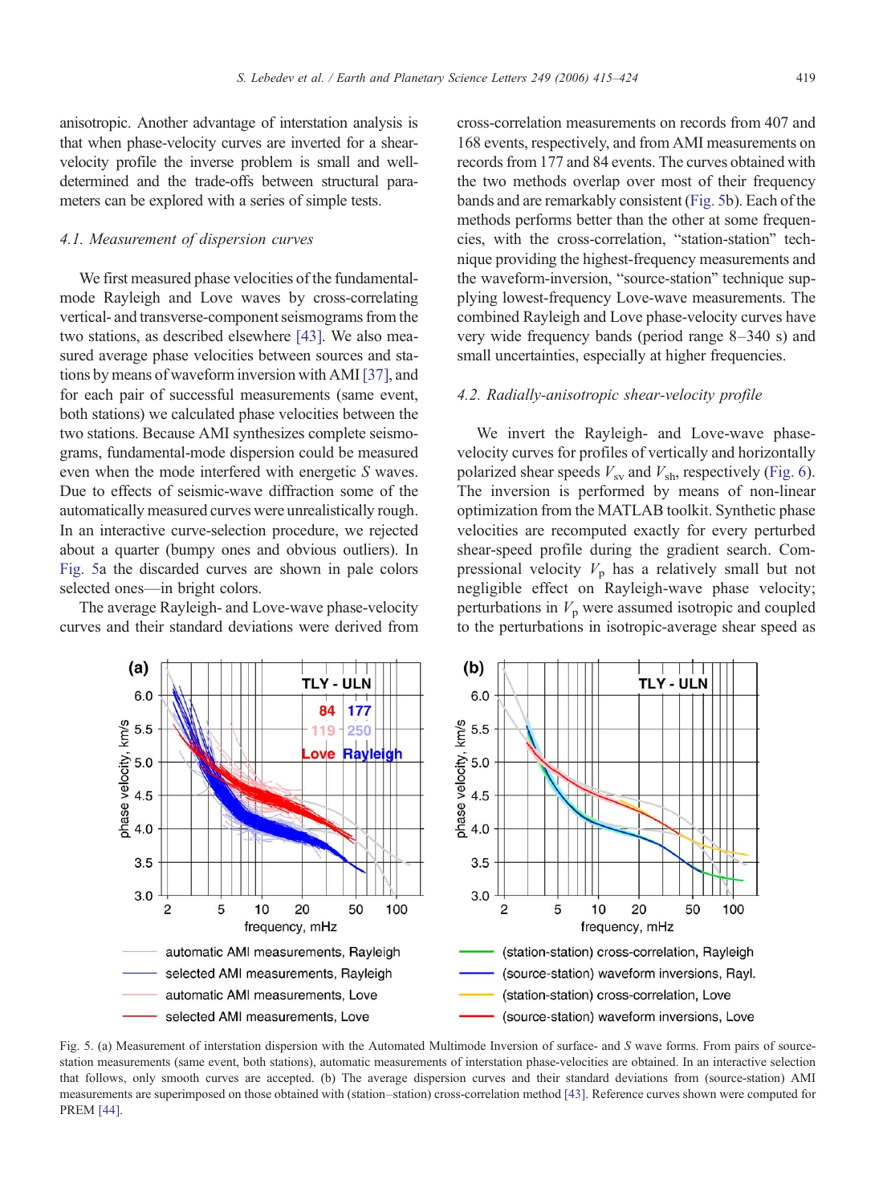anisotropic. Another advantage of interstation analysis is that when phase-velocity curves are inverted for a shear-velocity profile the inverse problem is small and well-determined and the trade-offs between structural parameters can be explored with a series of simple tests.

### 4.1. Measurement of dispersion curves

We first measured phase velocities of the fundamental-mode Rayleigh and Love waves by cross-correlating vertical- and transverse-component seismograms from the two stations, as described elsewhere [43]. We also measured average phase velocities between sources and stations by means of waveform inversion with AMI [37], and for each pair of successful measurements (same event, both stations) we calculated phase velocities between the two stations. Because AMI synthesizes complete seismograms, fundamental-mode dispersion could be measured even when the mode interfered with energetic *S* waves. Due to effects of seismic-wave diffraction some of the automatically measured curves were unrealistically rough. In an interactive curve-selection procedure, we rejected about a quarter (bumpy ones and obvious outliers). In Fig. 5a the discarded curves are shown in pale colors selected ones—in bright colors.

The average Rayleigh- and Love-wave phase-velocity curves and their standard deviations were derived from cross-correlation measurements on records from 407 and 168 events, respectively, and from AMI measurements on records from 177 and 84 events. The curves obtained with the two methods overlap over most of their frequency bands and are remarkably consistent (Fig. 5b). Each of the methods performs better than the other at some frequencies, with the cross-correlation, "station-station" technique providing the highest-frequency measurements and the waveform-inversion, "source-station" technique supplying lowest-frequency Love-wave measurements. The combined Rayleigh and Love phase-velocity curves have very wide frequency bands (period range 8–340 s) and small uncertainties, especially at higher frequencies.

### 4.2. Radially-anisotropic shear-velocity profile

We invert the Rayleigh- and Love-wave phase-velocity curves for profiles of vertically and horizontally polarized shear speeds $V_{sv}$ and $V_{sh}$, respectively (Fig. 6). The inversion is performed by means of non-linear optimization from the MATLAB toolkit. Synthetic phase velocities are recomputed exactly for every perturbed shear-speed profile during the gradient search. Compressional velocity $V_p$ has a relatively small but not negligible effect on Rayleigh-wave phase velocity; perturbations in $V_p$ were assumed isotropic and coupled to the perturbations in isotropic-average shear speed as

Fig. 5. (a) Measurement of interstation dispersion with the Automated Multimode Inversion of surface- and S wave forms. From pairs of source-station measurements (same event, both stations), automatic measurements of interstation phase-velocities are obtained. In an interactive selection that follows, only smooth curves are accepted. (b) The average dispersion curves and their standard deviations from (source-station) AMI measurements are superimposed on those obtained with (station–station) cross-correlation method [43]. Reference curves shown were computed for PREM [44].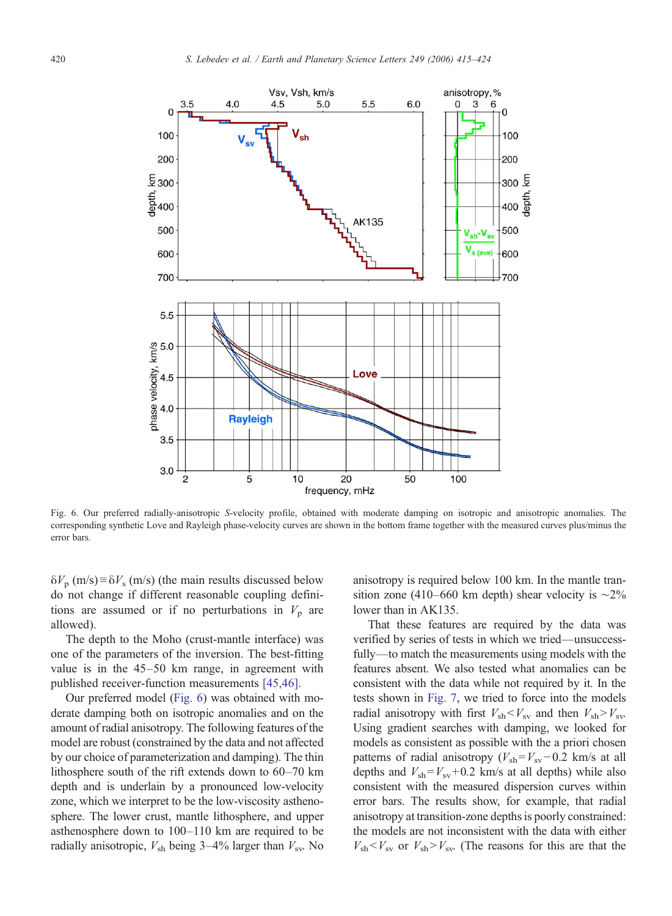Fig. 6. Our preferred radially-anisotropic *S*-velocity profile, obtained with moderate damping on isotropic and anisotropic anomalies. The corresponding synthetic Love and Rayleigh phase-velocity curves are shown in the bottom frame together with the measured curves plus/minus the error bars.

$\delta V_p$ (m/s) ≡ $\delta V_s$ (m/s) (the main results discussed below do not change if different reasonable coupling definitions are assumed or if no perturbations in $V_p$ are allowed).

The depth to the Moho (crust-mantle interface) was one of the parameters of the inversion. The best-fitting value is in the 45–50 km range, in agreement with published receiver-function measurements [45,46].

Our preferred model (Fig. 6) was obtained with moderate damping both on isotropic anomalies and on the amount of radial anisotropy. The following features of the model are robust (constrained by the data and not affected by our choice of parameterization and damping). The thin lithosphere south of the rift extends down to 60–70 km depth and is underlain by a pronounced low-velocity zone, which we interpret to be the low-viscosity asthenosphere. The lower crust, mantle lithosphere, and upper asthenosphere down to 100–110 km are required to be radially anisotropic, $V_{sh}$ being 3–4% larger than $V_{sv}$. No anisotropy is required below 100 km. In the mantle transition zone (410–660 km depth) shear velocity is ~2% lower than in AK135.

That these features are required by the data was verified by series of tests in which we tried—unsuccessfully—to match the measurements using models with the features absent. We also tested what anomalies can be consistent with the data while not required by it. In the tests shown in Fig. 7, we tried to force into the models radial anisotropy with first $V_{sh} < V_{sv}$ and then $V_{sh} > V_{sv}$. Using gradient searches with damping, we looked for models as consistent as possible with the a priori chosen patterns of radial anisotropy ($V_{sh} = V_{sv} - 0.2$ km/s at all depths and $V_{sh} = V_{sv} + 0.2$ km/s at all depths) while also consistent with the measured dispersion curves within error bars. The results show, for example, that radial anisotropy at transition-zone depths is poorly constrained: the models are not inconsistent with the data with either $V_{sh} < V_{sv}$ or $V_{sh} > V_{sv}$. (The reasons for this are that the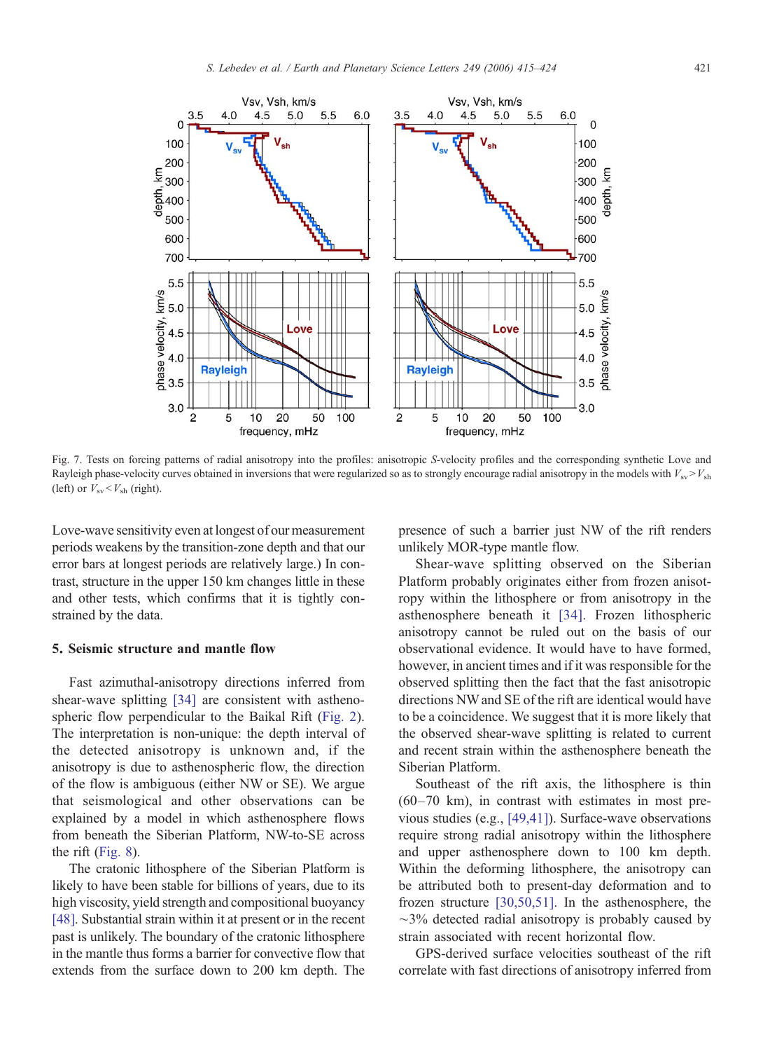Fig. 7. Tests on forcing patterns of radial anisotropy into the profiles: anisotropic *S*-velocity profiles and the corresponding synthetic Love and Rayleigh phase-velocity curves obtained in inversions that were regularized so as to strongly encourage radial anisotropy in the models with $V_{sv} > V_{sh}$ (left) or $V_{sv} < V_{sh}$ (right).

Love-wave sensitivity even at longest of our measurement periods weakens by the transition-zone depth and that our error bars at longest periods are relatively large.) In contrast, structure in the upper 150 km changes little in these and other tests, which confirms that it is tightly constrained by the data.

## 5. Seismic structure and mantle flow

Fast azimuthal-anisotropy directions inferred from shear-wave splitting [34] are consistent with asthenospheric flow perpendicular to the Baikal Rift (Fig. 2). The interpretation is non-unique: the depth interval of the detected anisotropy is unknown and, if the anisotropy is due to asthenospheric flow, the direction of the flow is ambiguous (either NW or SE). We argue that seismological and other observations can be explained by a model in which asthenosphere flows from beneath the Siberian Platform, NW-to-SE across the rift (Fig. 8).

The cratonic lithosphere of the Siberian Platform is likely to have been stable for billions of years, due to its high viscosity, yield strength and compositional buoyancy [48]. Substantial strain within it at present or in the recent past is unlikely. The boundary of the cratonic lithosphere in the mantle thus forms a barrier for convective flow that extends from the surface down to 200 km depth. The presence of such a barrier just NW of the rift renders unlikely MOR-type mantle flow.

Shear-wave splitting observed on the Siberian Platform probably originates either from frozen anisotropy within the lithosphere or from anisotropy in the asthenosphere beneath it [34]. Frozen lithospheric anisotropy cannot be ruled out on the basis of our observational evidence. It would have to have formed, however, in ancient times and if it was responsible for the observed splitting then the fact that the fast anisotropic directions NW and SE of the rift are identical would have to be a coincidence. We suggest that it is more likely that the observed shear-wave splitting is related to current and recent strain within the asthenosphere beneath the Siberian Platform.

Southeast of the rift axis, the lithosphere is thin (60–70 km), in contrast with estimates in most previous studies (e.g., [49,41]). Surface-wave observations require strong radial anisotropy within the lithosphere and upper asthenosphere down to 100 km depth. Within the deforming lithosphere, the anisotropy can be attributed both to present-day deformation and to frozen structure [30,50,51]. In the asthenosphere, the ~3% detected radial anisotropy is probably caused by strain associated with recent horizontal flow.

GPS-derived surface velocities southeast of the rift correlate with fast directions of anisotropy inferred from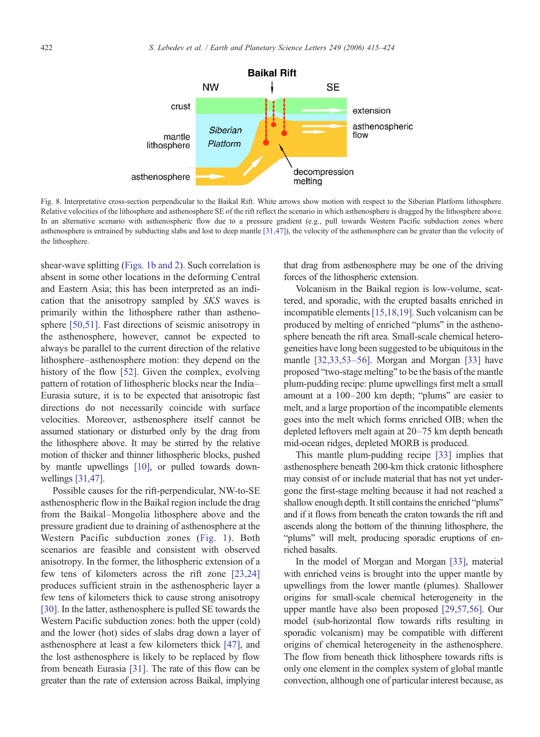Fig. 8. Interpretative cross-section perpendicular to the Baikal Rift. White arrows show motion with respect to the Siberian Platform lithosphere. Relative velocities of the lithosphere and asthenosphere SE of the rift reflect the scenario in which asthenosphere is dragged by the lithosphere above. In an alternative scenario with asthenospheric flow due to a pressure gradient (e.g., pull towards Western Pacific subduction zones where asthenosphere is entrained by subducting slabs and lost to deep mantle [31,47]), the velocity of the asthenosphere can be greater than the velocity of the lithosphere.

shear-wave splitting (Figs. 1b and 2). Such correlation is absent in some other locations in the deforming Central and Eastern Asia; this has been interpreted as an indication that the anisotropy sampled by *SKS* waves is primarily within the lithosphere rather than asthenosphere [50,51]. Fast directions of seismic anisotropy in the asthenosphere, however, cannot be expected to always be parallel to the current direction of the relative lithosphere–asthenosphere motion: they depend on the history of the flow [52]. Given the complex, evolving pattern of rotation of lithospheric blocks near the India–Eurasia suture, it is to be expected that anisotropic fast directions do not necessarily coincide with surface velocities. Moreover, asthenosphere itself cannot be assumed stationary or disturbed only by the drag from the lithosphere above. It may be stirred by the relative motion of thicker and thinner lithospheric blocks, pushed by mantle upwellings [10], or pulled towards downwellings [31,47].

Possible causes for the rift-perpendicular, NW-to-SE asthenospheric flow in the Baikal region include the drag from the Baikal–Mongolia lithosphere above and the pressure gradient due to draining of asthenosphere at the Western Pacific subduction zones (Fig. 1). Both scenarios are feasible and consistent with observed anisotropy. In the former, the lithospheric extension of a few tens of kilometers across the rift zone [23,24] produces sufficient strain in the asthenospheric layer a few tens of kilometers thick to cause strong anisotropy [30]. In the latter, asthenosphere is pulled SE towards the Western Pacific subduction zones: both the upper (cold) and the lower (hot) sides of slabs drag down a layer of asthenosphere at least a few kilometers thick [47], and the lost asthenosphere is likely to be replaced by flow from beneath Eurasia [31]. The rate of this flow can be greater than the rate of extension across Baikal, implying that drag from asthenosphere may be one of the driving forces of the lithospheric extension.

Volcanism in the Baikal region is low-volume, scattered, and sporadic, with the erupted basalts enriched in incompatible elements [15,18,19]. Such volcanism can be produced by melting of enriched "plums" in the asthenosphere beneath the rift area. Small-scale chemical heterogeneities have long been suggested to be ubiquitous in the mantle [32,33,53–56]. Morgan and Morgan [33] have proposed "two-stage melting" to be the basis of the mantle plum-pudding recipe: plume upwellings first melt a small amount at a 100–200 km depth; "plums" are easier to melt, and a large proportion of the incompatible elements goes into the melt which forms enriched OIB; when the depleted leftovers melt again at 20–75 km depth beneath mid-ocean ridges, depleted MORB is produced.

This mantle plum-pudding recipe [33] implies that asthenosphere beneath 200-km thick cratonic lithosphere may consist of or include material that has not yet undergone the first-stage melting because it had not reached a shallow enough depth. It still contains the enriched "plums" and if it flows from beneath the craton towards the rift and ascends along the bottom of the thinning lithosphere, the "plums" will melt, producing sporadic eruptions of enriched basalts.

In the model of Morgan and Morgan [33], material with enriched veins is brought into the upper mantle by upwellings from the lower mantle (plumes). Shallower origins for small-scale chemical heterogeneity in the upper mantle have also been proposed [29,57,56]. Our model (sub-horizontal flow towards rifts resulting in sporadic volcanism) may be compatible with different origins of chemical heterogeneity in the asthenosphere. The flow from beneath thick lithosphere towards rifts is only one element in the complex system of global mantle convection, although one of particular interest because, as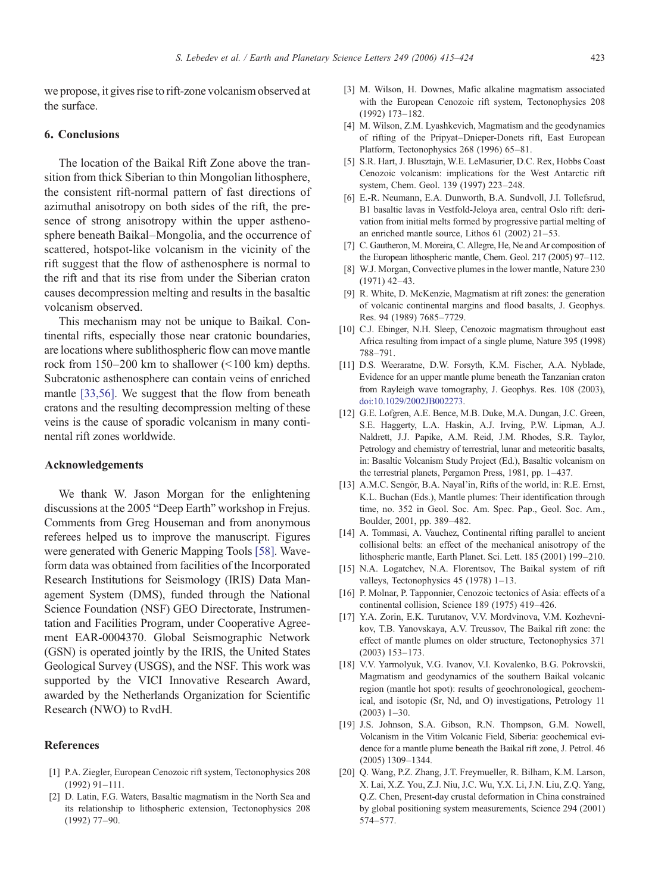we propose, it gives rise to rift-zone volcanism observed at the surface.

## 6. Conclusions

The location of the Baikal Rift Zone above the transition from thick Siberian to thin Mongolian lithosphere, the consistent rift-normal pattern of fast directions of azimuthal anisotropy on both sides of the rift, the presence of strong anisotropy within the upper asthenosphere beneath Baikal–Mongolia, and the occurrence of scattered, hotspot-like volcanism in the vicinity of the rift suggest that the flow of asthenosphere is normal to the rift and that its rise from under the Siberian craton causes decompression melting and results in the basaltic volcanism observed.

This mechanism may not be unique to Baikal. Continental rifts, especially those near cratonic boundaries, are locations where sublithospheric flow can move mantle rock from 150–200 km to shallower (<100 km) depths. Subcratonic asthenosphere can contain veins of enriched mantle [33,56]. We suggest that the flow from beneath cratons and the resulting decompression melting of these veins is the cause of sporadic volcanism in many continental rift zones worldwide.

## Acknowledgements

We thank W. Jason Morgan for the enlightening discussions at the 2005 "Deep Earth" workshop in Frejus. Comments from Greg Houseman and from anonymous referees helped us to improve the manuscript. Figures were generated with Generic Mapping Tools [58]. Waveform data was obtained from facilities of the Incorporated Research Institutions for Seismology (IRIS) Data Management System (DMS), funded through the National Science Foundation (NSF) GEO Directorate, Instrumentation and Facilities Program, under Cooperative Agreement EAR-0004370. Global Seismographic Network (GSN) is operated jointly by the IRIS, the United States Geological Survey (USGS), and the NSF. This work was supported by the VICI Innovative Research Award, awarded by the Netherlands Organization for Scientific Research (NWO) to RvdH.

## References

[1] P.A. Ziegler, European Cenozoic rift system, Tectonophysics 208 (1992) 91–111.

[2] D. Latin, F.G. Waters, Basaltic magmatism in the North Sea and its relationship to lithospheric extension, Tectonophysics 208 (1992) 77–90.

[3] M. Wilson, H. Downes, Mafic alkaline magmatism associated with the European Cenozoic rift system, Tectonophysics 208 (1992) 173–182.

[4] M. Wilson, Z.M. Lyashkevich, Magmatism and the geodynamics of rifting of the Pripyat–Dnieper-Donets rift, East European Platform, Tectonophysics 268 (1996) 65–81.

[5] S.R. Hart, J. Blusztajn, W.E. LeMasurier, D.C. Rex, Hobbs Coast Cenozoic volcanism: implications for the West Antarctic rift system, Chem. Geol. 139 (1997) 223–248.

[6] E.-R. Neumann, E.A. Dunworth, B.A. Sundvoll, J.I. Tollefsrud, B1 basaltic lavas in Vestfold-Jeloya area, central Oslo rift: derivation from initial melts formed by progressive partial melting of an enriched mantle source, Lithos 61 (2002) 21–53.

[7] C. Gautheron, M. Moreira, C. Allegre, He, Ne and Ar composition of the European lithospheric mantle, Chem. Geol. 217 (2005) 97–112.

[8] W.J. Morgan, Convective plumes in the lower mantle, Nature 230 (1971) 42–43.

[9] R. White, D. McKenzie, Magmatism at rift zones: the generation of volcanic continental margins and flood basalts, J. Geophys. Res. 94 (1989) 7685–7729.

[10] C.J. Ebinger, N.H. Sleep, Cenozoic magmatism throughout east Africa resulting from impact of a single plume, Nature 395 (1998) 788–791.

[11] D.S. Weeraratne, D.W. Forsyth, K.M. Fischer, A.A. Nyblade, Evidence for an upper mantle plume beneath the Tanzanian craton from Rayleigh wave tomography, J. Geophys. Res. 108 (2003), doi:10.1029/2002JB002273.

[12] G.E. Lofgren, A.E. Bence, M.B. Duke, M.A. Dungan, J.C. Green, S.E. Haggerty, L.A. Haskin, A.J. Irving, P.W. Lipman, A.J. Naldrett, J.J. Papike, A.M. Reid, J.M. Rhodes, S.R. Taylor, Petrology and chemistry of terrestrial, lunar and meteoritic basalts, in: Basaltic Volcanism Study Project (Ed.), Basaltic volcanism on the terrestrial planets, Pergamon Press, 1981, pp. 1–437.

[13] A.M.C. Sengör, B.A. Nayal'in, Rifts of the world, in: R.E. Ernst, K.L. Buchan (Eds.), Mantle plumes: Their identification through time, no. 352 in Geol. Soc. Am. Spec. Pap., Geol. Soc. Am., Boulder, 2001, pp. 389–482.

[14] A. Tommasi, A. Vauchez, Continental rifting parallel to ancient collisional belts: an effect of the mechanical anisotropy of the lithospheric mantle, Earth Planet. Sci. Lett. 185 (2001) 199–210.

[15] N.A. Logatchev, N.A. Florentsov, The Baikal system of rift valleys, Tectonophysics 45 (1978) 1–13.

[16] P. Molnar, P. Tapponnier, Cenozoic tectonics of Asia: effects of a continental collision, Science 189 (1975) 419–426.

[17] Y.A. Zorin, E.K. Turutanov, V.V. Mordvinova, V.M. Kozhevnikov, T.B. Yanovskaya, A.V. Treussov, The Baikal rift zone: the effect of mantle plumes on older structure, Tectonophysics 371 (2003) 153–173.

[18] V.V. Yarmolyuk, V.G. Ivanov, V.I. Kovalenko, B.G. Pokrovskii, Magmatism and geodynamics of the southern Baikal volcanic region (mantle hot spot): results of geochronological, geochemical, and isotopic (Sr, Nd, and O) investigations, Petrology 11 (2003) 1–30.

[19] J.S. Johnson, S.A. Gibson, R.N. Thompson, G.M. Nowell, Volcanism in the Vitim Volcanic Field, Siberia: geochemical evidence for a mantle plume beneath the Baikal rift zone, J. Petrol. 46 (2005) 1309–1344.

[20] Q. Wang, P.Z. Zhang, J.T. Freymueller, R. Bilham, K.M. Larson, X. Lai, X.Z. You, Z.J. Niu, J.C. Wu, Y.X. Li, J.N. Liu, Z.Q. Yang, Q.Z. Chen, Present-day crustal deformation in China constrained by global positioning system measurements, Science 294 (2001) 574–577.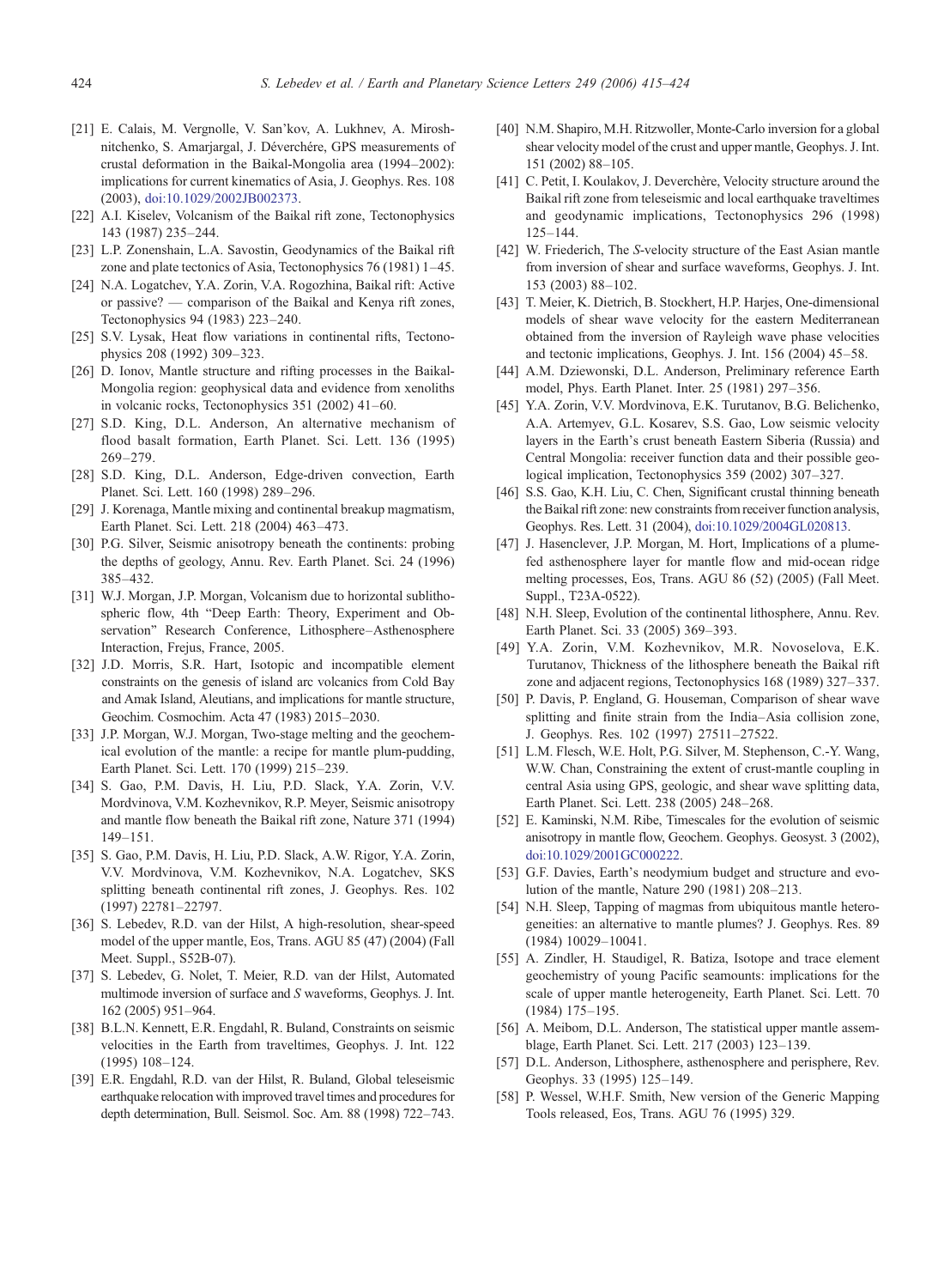[21] E. Calais, M. Vergnolle, V. San'kov, A. Lukhnev, A. Miroshnitchenko, S. Amarjargal, J. Déverchére, GPS measurements of crustal deformation in the Baikal-Mongolia area (1994–2002): implications for current kinematics of Asia, J. Geophys. Res. 108 (2003), doi:10.1029/2002JB002373.

[22] A.I. Kiselev, Volcanism of the Baikal rift zone, Tectonophysics 143 (1987) 235–244.

[23] L.P. Zonenshain, L.A. Savostin, Geodynamics of the Baikal rift zone and plate tectonics of Asia, Tectonophysics 76 (1981) 1–45.

[24] N.A. Logatchev, Y.A. Zorin, V.A. Rogozhina, Baikal rift: Active or passive? — comparison of the Baikal and Kenya rift zones, Tectonophysics 94 (1983) 223–240.

[25] S.V. Lysak, Heat flow variations in continental rifts, Tectonophysics 208 (1992) 309–323.

[26] D. Ionov, Mantle structure and rifting processes in the Baikal-Mongolia region: geophysical data and evidence from xenoliths in volcanic rocks, Tectonophysics 351 (2002) 41–60.

[27] S.D. King, D.L. Anderson, An alternative mechanism of flood basalt formation, Earth Planet. Sci. Lett. 136 (1995) 269–279.

[28] S.D. King, D.L. Anderson, Edge-driven convection, Earth Planet. Sci. Lett. 160 (1998) 289–296.

[29] J. Korenaga, Mantle mixing and continental breakup magmatism, Earth Planet. Sci. Lett. 218 (2004) 463–473.

[30] P.G. Silver, Seismic anisotropy beneath the continents: probing the depths of geology, Annu. Rev. Earth Planet. Sci. 24 (1996) 385–432.

[31] W.J. Morgan, J.P. Morgan, Volcanism due to horizontal sublithospheric flow, 4th "Deep Earth: Theory, Experiment and Observation" Research Conference, Lithosphere–Asthenosphere Interaction, Frejus, France, 2005.

[32] J.D. Morris, S.R. Hart, Isotopic and incompatible element constraints on the genesis of island arc volcanics from Cold Bay and Amak Island, Aleutians, and implications for mantle structure, Geochim. Cosmochim. Acta 47 (1983) 2015–2030.

[33] J.P. Morgan, W.J. Morgan, Two-stage melting and the geochemical evolution of the mantle: a recipe for mantle plum-pudding, Earth Planet. Sci. Lett. 170 (1999) 215–239.

[34] S. Gao, P.M. Davis, H. Liu, P.D. Slack, Y.A. Zorin, V.V. Mordvinova, V.M. Kozhevnikov, R.P. Meyer, Seismic anisotropy and mantle flow beneath the Baikal rift zone, Nature 371 (1994) 149–151.

[35] S. Gao, P.M. Davis, H. Liu, P.D. Slack, A.W. Rigor, Y.A. Zorin, V.V. Mordvinova, V.M. Kozhevnikov, N.A. Logatchev, SKS splitting beneath continental rift zones, J. Geophys. Res. 102 (1997) 22781–22797.

[36] S. Lebedev, R.D. van der Hilst, A high-resolution, shear-speed model of the upper mantle, Eos, Trans. AGU 85 (47) (2004) (Fall Meet. Suppl., S52B-07).

[37] S. Lebedev, G. Nolet, T. Meier, R.D. van der Hilst, Automated multimode inversion of surface and *S* waveforms, Geophys. J. Int. 162 (2005) 951–964.

[38] B.L.N. Kennett, E.R. Engdahl, R. Buland, Constraints on seismic velocities in the Earth from traveltimes, Geophys. J. Int. 122 (1995) 108–124.

[39] E.R. Engdahl, R.D. van der Hilst, R. Buland, Global teleseismic earthquake relocation with improved travel times and procedures for depth determination, Bull. Seismol. Soc. Am. 88 (1998) 722–743.

[40] N.M. Shapiro, M.H. Ritzwoller, Monte-Carlo inversion for a global shear velocity model of the crust and upper mantle, Geophys. J. Int. 151 (2002) 88–105.

[41] C. Petit, I. Koulakov, J. Deverchère, Velocity structure around the Baikal rift zone from teleseismic and local earthquake traveltimes and geodynamic implications, Tectonophysics 296 (1998) 125–144.

[42] W. Friederich, The *S*-velocity structure of the East Asian mantle from inversion of shear and surface waveforms, Geophys. J. Int. 153 (2003) 88–102.

[43] T. Meier, K. Dietrich, B. Stockhert, H.P. Harjes, One-dimensional models of shear wave velocity for the eastern Mediterranean obtained from the inversion of Rayleigh wave phase velocities and tectonic implications, Geophys. J. Int. 156 (2004) 45–58.

[44] A.M. Dziewonski, D.L. Anderson, Preliminary reference Earth model, Phys. Earth Planet. Inter. 25 (1981) 297–356.

[45] Y.A. Zorin, V.V. Mordvinova, E.K. Turutanov, B.G. Belichenko, A.A. Artemyev, G.L. Kosarev, S.S. Gao, Low seismic velocity layers in the Earth's crust beneath Eastern Siberia (Russia) and Central Mongolia: receiver function data and their possible geological implication, Tectonophysics 359 (2002) 307–327.

[46] S.S. Gao, K.H. Liu, C. Chen, Significant crustal thinning beneath the Baikal rift zone: new constraints from receiver function analysis, Geophys. Res. Lett. 31 (2004), doi:10.1029/2004GL020813.

[47] J. Hasenclever, J.P. Morgan, M. Hort, Implications of a plume-fed asthenosphere layer for mantle flow and mid-ocean ridge melting processes, Eos, Trans. AGU 86 (52) (2005) (Fall Meet. Suppl., T23A-0522).

[48] N.H. Sleep, Evolution of the continental lithosphere, Annu. Rev. Earth Planet. Sci. 33 (2005) 369–393.

[49] Y.A. Zorin, V.M. Kozhevnikov, M.R. Novoselova, E.K. Turutanov, Thickness of the lithosphere beneath the Baikal rift zone and adjacent regions, Tectonophysics 168 (1989) 327–337.

[50] P. Davis, P. England, G. Houseman, Comparison of shear wave splitting and finite strain from the India–Asia collision zone, J. Geophys. Res. 102 (1997) 27511–27522.

[51] L.M. Flesch, W.E. Holt, P.G. Silver, M. Stephenson, C.-Y. Wang, W.W. Chan, Constraining the extent of crust-mantle coupling in central Asia using GPS, geologic, and shear wave splitting data, Earth Planet. Sci. Lett. 238 (2005) 248–268.

[52] E. Kaminski, N.M. Ribe, Timescales for the evolution of seismic anisotropy in mantle flow, Geochem. Geophys. Geosyst. 3 (2002), doi:10.1029/2001GC000222.

[53] G.F. Davies, Earth's neodymium budget and structure and evolution of the mantle, Nature 290 (1981) 208–213.

[54] N.H. Sleep, Tapping of magmas from ubiquitous mantle heterogeneities: an alternative to mantle plumes? J. Geophys. Res. 89 (1984) 10029–10041.

[55] A. Zindler, H. Staudigel, R. Batiza, Isotope and trace element geochemistry of young Pacific seamounts: implications for the scale of upper mantle heterogeneity, Earth Planet. Sci. Lett. 70 (1984) 175–195.

[56] A. Meibom, D.L. Anderson, The statistical upper mantle assemblage, Earth Planet. Sci. Lett. 217 (2003) 123–139.

[57] D.L. Anderson, Lithosphere, asthenosphere and perisphere, Rev. Geophys. 33 (1995) 125–149.

[58] P. Wessel, W.H.F. Smith, New version of the Generic Mapping Tools released, Eos, Trans. AGU 76 (1995) 329.